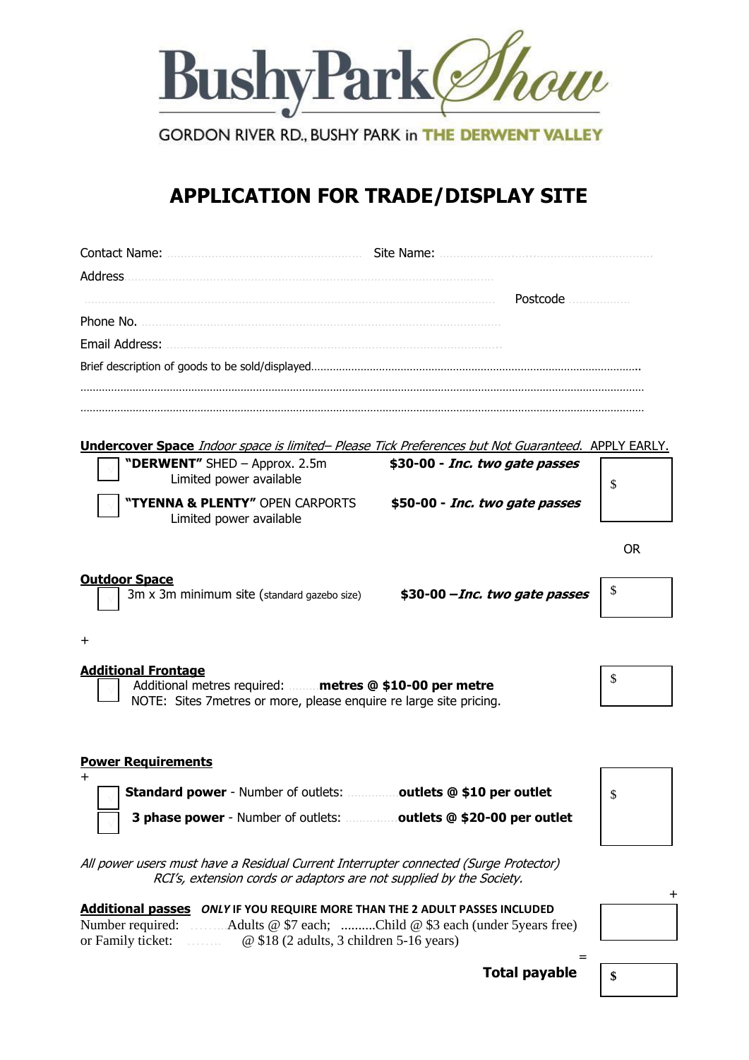# BushyPark Show

GORDON RIVER RD., BUSHY PARK in THE DERWENT VALLEY

## APPLICATION FOR TRADE/DISPLAY SITE

Contact Name: .................................................... Site Name: ....................................................

Address ..........................................................................................................

.......................................................................................................... Postcode ...............

Phone No. ..........................................................................................................

Email Address: ..........................................................................................................

Brief description of goods to be sold/displayed..........................................................................................................

..........................................................................................................

..........................................................................................................

**Undercover Space** *Indoor space is limited– Please Tick Preferences but Not Guaranteed.* APPLY EARLY.

- ☐ **"DERWENT"** SHED – Approx. 2.5m — **$30-00 - *Inc. two gate passes***
  Limited power available
- ☐ **"TYENNA & PLENTY"** OPEN CARPORTS — **$50-00 - *Inc. two gate passes***
  Limited power available

$

OR

**Outdoor Space**

- ☐ 3m x 3m minimum site (standard gazebo size) — **$30-00 –*Inc. two gate passes***

$

\+

**Additional Frontage**

- ☐ Additional metres required: ........ **metres @ $10-00 per metre**
  NOTE: Sites 7metres or more, please enquire re large site pricing.

$

**Power Requirements**

\+

- ☐ **Standard power** - Number of outlets: .............. **outlets @ $10 per outlet**
- ☐ **3 phase power** - Number of outlets: .............. **outlets @ $20-00 per outlet**

$

*All power users must have a Residual Current Interrupter connected (Surge Protector)*
*RCI's, extension cords or adaptors are not supplied by the Society.*

\+

**Additional passes** ***ONLY*** **IF YOU REQUIRE MORE THAN THE 2 ADULT PASSES INCLUDED**

Number required: ..........Adults @ $7 each; ..........Child @ $3 each (under 5years free)
or Family ticket: ........ @ $18 (2 adults, 3 children 5-16 years)

=

**Total payable** **$**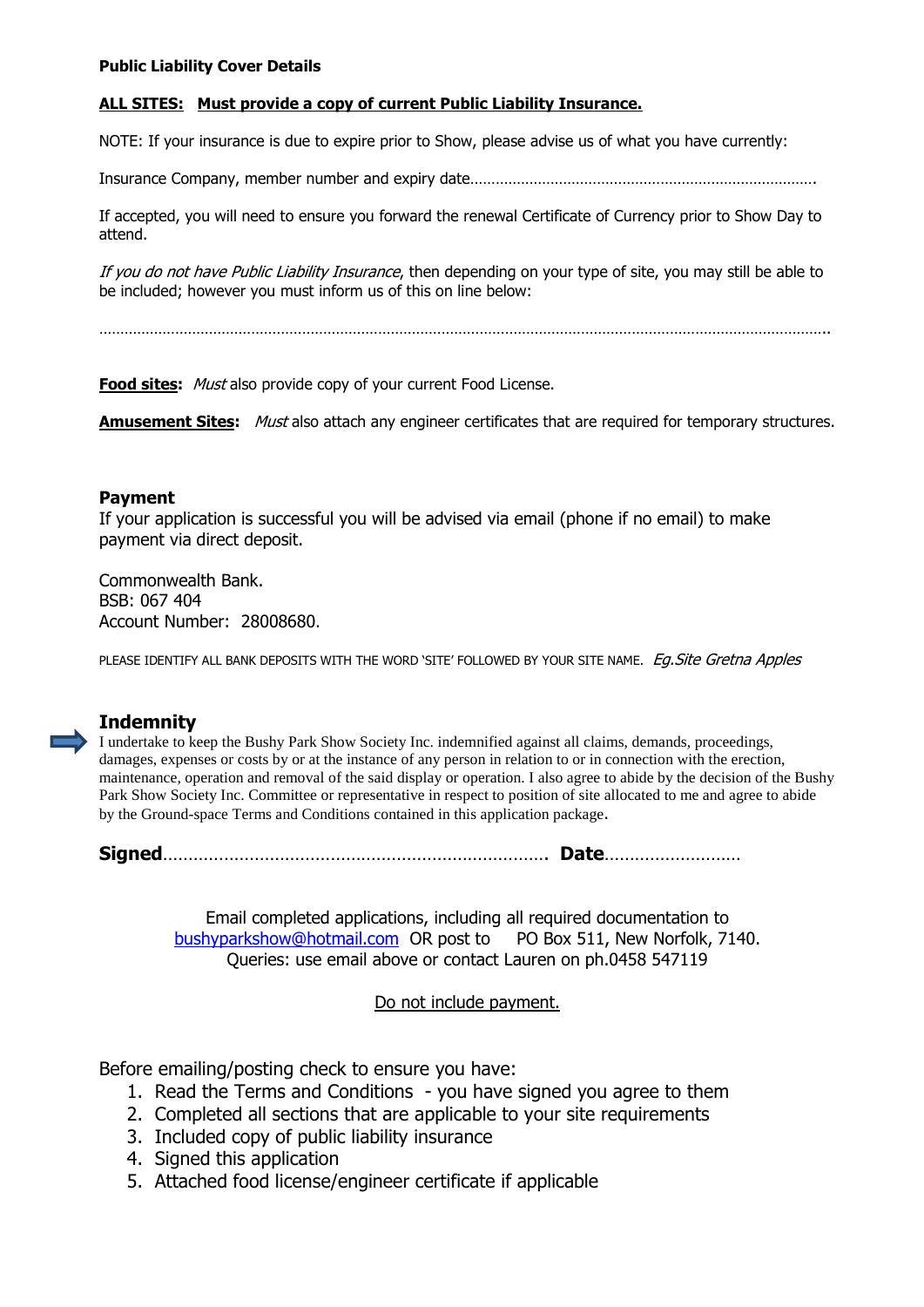**Public Liability Cover Details**

**ALL SITES:** **Must provide a copy of current Public Liability Insurance.**

NOTE: If your insurance is due to expire prior to Show, please advise us of what you have currently:

Insurance Company, member number and expiry date……………………………………………………………………….

If accepted, you will need to ensure you forward the renewal Certificate of Currency prior to Show Day to attend.

*If you do not have Public Liability Insurance*, then depending on your type of site, you may still be able to be included; however you must inform us of this on line below:

……………………………………………………………………………………………………………………………………………..

**Food sites:** *Must* also provide copy of your current Food License.

**Amusement Sites:** *Must* also attach any engineer certificates that are required for temporary structures.

## Payment

If your application is successful you will be advised via email (phone if no email) to make payment via direct deposit.

Commonwealth Bank.
BSB: 067 404
Account Number: 28008680.

PLEASE IDENTIFY ALL BANK DEPOSITS WITH THE WORD 'SITE' FOLLOWED BY YOUR SITE NAME. *Eg.Site Gretna Apples*

## Indemnity

I undertake to keep the Bushy Park Show Society Inc. indemnified against all claims, demands, proceedings, damages, expenses or costs by or at the instance of any person in relation to or in connection with the erection, maintenance, operation and removal of the said display or operation. I also agree to abide by the decision of the Bushy Park Show Society Inc. Committee or representative in respect to position of site allocated to me and agree to abide by the Ground-space Terms and Conditions contained in this application package.

**Signed**…………………………………………………………………. **Date**………………………

Email completed applications, including all required documentation to bushyparkshow@hotmail.com OR post to PO Box 511, New Norfolk, 7140.
Queries: use email above or contact Lauren on ph.0458 547119

Do not include payment.

Before emailing/posting check to ensure you have:

1. Read the Terms and Conditions - you have signed you agree to them
2. Completed all sections that are applicable to your site requirements
3. Included copy of public liability insurance
4. Signed this application
5. Attached food license/engineer certificate if applicable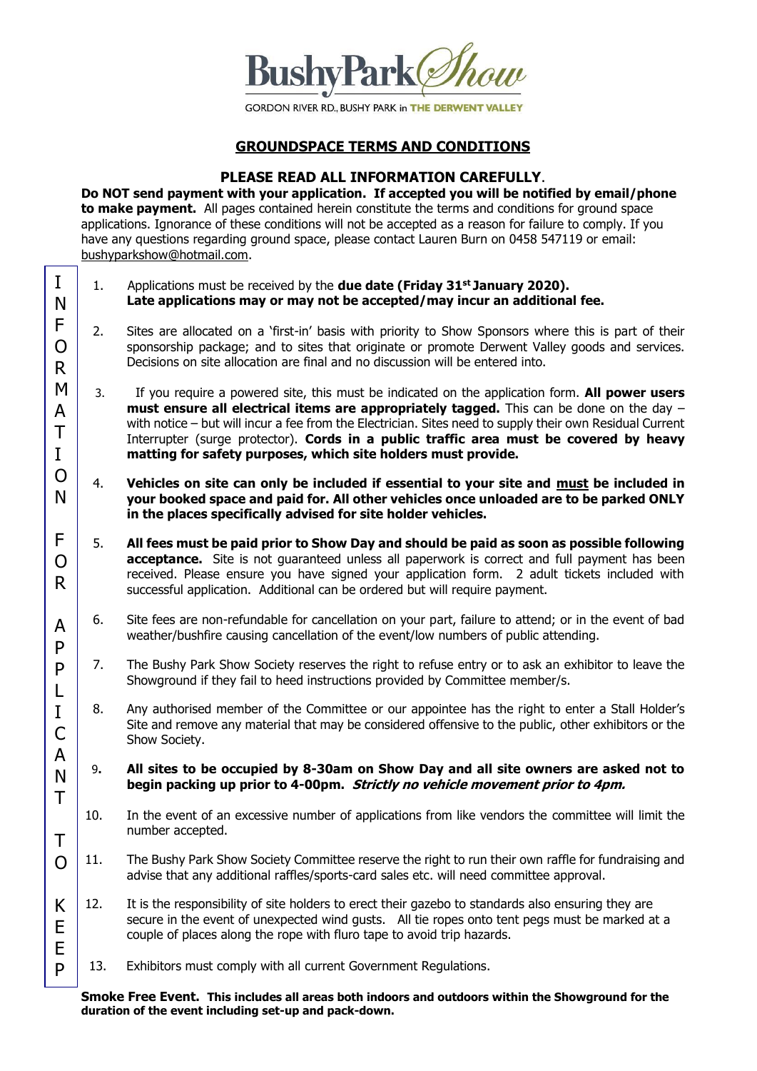BushyPark Show

GORDON RIVER RD., BUSHY PARK in THE DERWENT VALLEY

## GROUNDSPACE TERMS AND CONDITIONS

### PLEASE READ ALL INFORMATION CAREFULLY.

**Do NOT send payment with your application. If accepted you will be notified by email/phone to make payment.** All pages contained herein constitute the terms and conditions for ground space applications. Ignorance of these conditions will not be accepted as a reason for failure to comply. If you have any questions regarding ground space, please contact Lauren Burn on 0458 547119 or email: bushyparkshow@hotmail.com.

INFORMATION FOR APPLICANT TO KEEP

1. Applications must be received by the **due date (Friday 31st January 2020). Late applications may or may not be accepted/may incur an additional fee.**

2. Sites are allocated on a 'first-in' basis with priority to Show Sponsors where this is part of their sponsorship package; and to sites that originate or promote Derwent Valley goods and services. Decisions on site allocation are final and no discussion will be entered into.

3. If you require a powered site, this must be indicated on the application form. **All power users must ensure all electrical items are appropriately tagged.** This can be done on the day – with notice – but will incur a fee from the Electrician. Sites need to supply their own Residual Current Interrupter (surge protector). **Cords in a public traffic area must be covered by heavy matting for safety purposes, which site holders must provide.**

4. **Vehicles on site can only be included if essential to your site and must be included in your booked space and paid for. All other vehicles once unloaded are to be parked ONLY in the places specifically advised for site holder vehicles.**

5. **All fees must be paid prior to Show Day and should be paid as soon as possible following acceptance.** Site is not guaranteed unless all paperwork is correct and full payment has been received. Please ensure you have signed your application form. 2 adult tickets included with successful application. Additional can be ordered but will require payment.

6. Site fees are non-refundable for cancellation on your part, failure to attend; or in the event of bad weather/bushfire causing cancellation of the event/low numbers of public attending.

7. The Bushy Park Show Society reserves the right to refuse entry or to ask an exhibitor to leave the Showground if they fail to heed instructions provided by Committee member/s.

8. Any authorised member of the Committee or our appointee has the right to enter a Stall Holder's Site and remove any material that may be considered offensive to the public, other exhibitors or the Show Society.

9. **All sites to be occupied by 8-30am on Show Day and all site owners are asked not to begin packing up prior to 4-00pm. *Strictly no vehicle movement prior to 4pm.***

10. In the event of an excessive number of applications from like vendors the committee will limit the number accepted.

11. The Bushy Park Show Society Committee reserve the right to run their own raffle for fundraising and advise that any additional raffles/sports-card sales etc. will need committee approval.

12. It is the responsibility of site holders to erect their gazebo to standards also ensuring they are secure in the event of unexpected wind gusts. All tie ropes onto tent pegs must be marked at a couple of places along the rope with fluro tape to avoid trip hazards.

13. Exhibitors must comply with all current Government Regulations.

**Smoke Free Event. This includes all areas both indoors and outdoors within the Showground for the duration of the event including set-up and pack-down.**